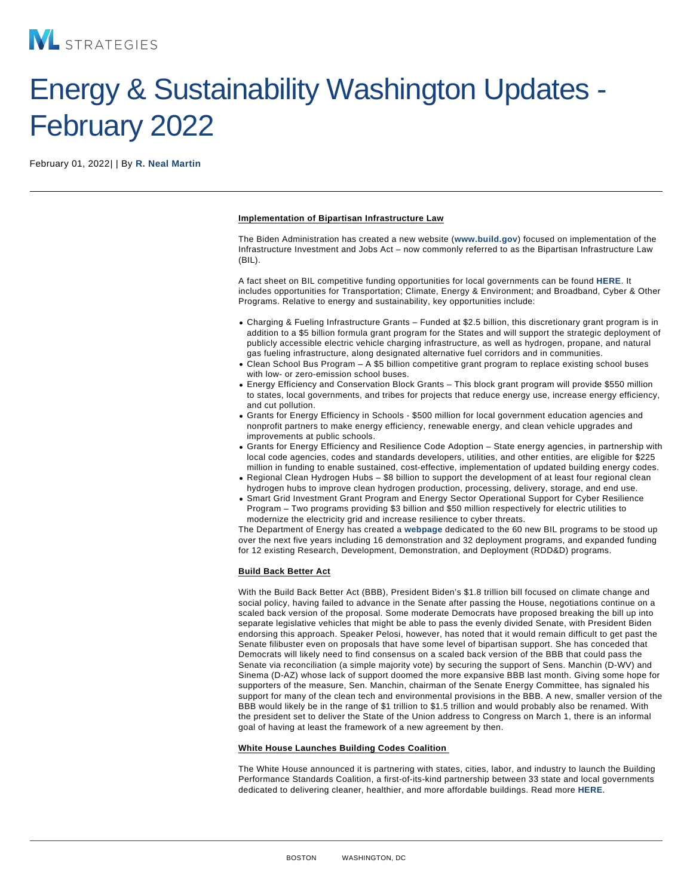ML STRATEGIES

# Energy & Sustainability Washington Updates - February 2022

February 01, 2022| | By **R. Neal Martin**

---

**Implementation of Bipartisan Infrastructure Law**

The Biden Administration has created a new website (**www.build.gov**) focused on implementation of the Infrastructure Investment and Jobs Act – now commonly referred to as the Bipartisan Infrastructure Law (BIL).

A fact sheet on BIL competitive funding opportunities for local governments can be found **HERE**. It includes opportunities for Transportation; Climate, Energy & Environment; and Broadband, Cyber & Other Programs. Relative to energy and sustainability, key opportunities include:

- Charging & Fueling Infrastructure Grants – Funded at $2.5 billion, this discretionary grant program is in addition to a $5 billion formula grant program for the States and will support the strategic deployment of publicly accessible electric vehicle charging infrastructure, as well as hydrogen, propane, and natural gas fueling infrastructure, along designated alternative fuel corridors and in communities.
- Clean School Bus Program – A $5 billion competitive grant program to replace existing school buses with low- or zero-emission school buses.
- Energy Efficiency and Conservation Block Grants – This block grant program will provide $550 million to states, local governments, and tribes for projects that reduce energy use, increase energy efficiency, and cut pollution.
- Grants for Energy Efficiency in Schools - $500 million for local government education agencies and nonprofit partners to make energy efficiency, renewable energy, and clean vehicle upgrades and improvements at public schools.
- Grants for Energy Efficiency and Resilience Code Adoption – State energy agencies, in partnership with local code agencies, codes and standards developers, utilities, and other entities, are eligible for $225 million in funding to enable sustained, cost-effective, implementation of updated building energy codes.
- Regional Clean Hydrogen Hubs – $8 billion to support the development of at least four regional clean hydrogen hubs to improve clean hydrogen production, processing, delivery, storage, and end use.
- Smart Grid Investment Grant Program and Energy Sector Operational Support for Cyber Resilience Program – Two programs providing $3 billion and $50 million respectively for electric utilities to modernize the electricity grid and increase resilience to cyber threats.

The Department of Energy has created a **webpage** dedicated to the 60 new BIL programs to be stood up over the next five years including 16 demonstration and 32 deployment programs, and expanded funding for 12 existing Research, Development, Demonstration, and Deployment (RDD&D) programs.

**Build Back Better Act**

With the Build Back Better Act (BBB), President Biden's $1.8 trillion bill focused on climate change and social policy, having failed to advance in the Senate after passing the House, negotiations continue on a scaled back version of the proposal. Some moderate Democrats have proposed breaking the bill up into separate legislative vehicles that might be able to pass the evenly divided Senate, with President Biden endorsing this approach. Speaker Pelosi, however, has noted that it would remain difficult to get past the Senate filibuster even on proposals that have some level of bipartisan support. She has conceded that Democrats will likely need to find consensus on a scaled back version of the BBB that could pass the Senate via reconciliation (a simple majority vote) by securing the support of Sens. Manchin (D-WV) and Sinema (D-AZ) whose lack of support doomed the more expansive BBB last month. Giving some hope for supporters of the measure, Sen. Manchin, chairman of the Senate Energy Committee, has signaled his support for many of the clean tech and environmental provisions in the BBB. A new, smaller version of the BBB would likely be in the range of $1 trillion to $1.5 trillion and would probably also be renamed. With the president set to deliver the State of the Union address to Congress on March 1, there is an informal goal of having at least the framework of a new agreement by then.

**White House Launches Building Codes Coalition**

The White House announced it is partnering with states, cities, labor, and industry to launch the Building Performance Standards Coalition, a first-of-its-kind partnership between 33 state and local governments dedicated to delivering cleaner, healthier, and more affordable buildings. Read more **HERE**.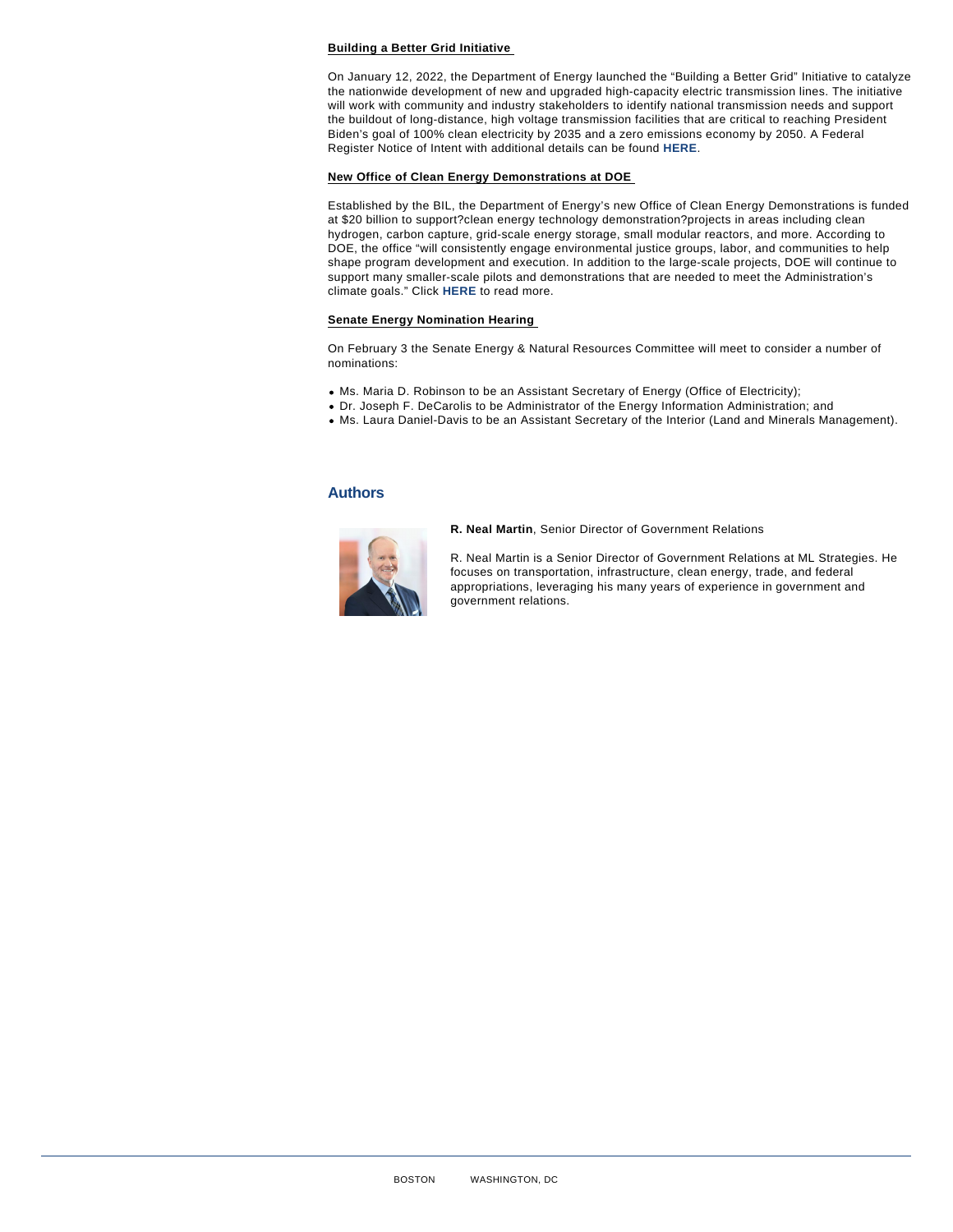**Building a Better Grid Initiative**

On January 12, 2022, the Department of Energy launched the “Building a Better Grid” Initiative to catalyze the nationwide development of new and upgraded high-capacity electric transmission lines. The initiative will work with community and industry stakeholders to identify national transmission needs and support the buildout of long-distance, high voltage transmission facilities that are critical to reaching President Biden’s goal of 100% clean electricity by 2035 and a zero emissions economy by 2050. A Federal Register Notice of Intent with additional details can be found **HERE**.

**New Office of Clean Energy Demonstrations at DOE**

Established by the BIL, the Department of Energy’s new Office of Clean Energy Demonstrations is funded at $20 billion to support?clean energy technology demonstration?projects in areas including clean hydrogen, carbon capture, grid-scale energy storage, small modular reactors, and more. According to DOE, the office “will consistently engage environmental justice groups, labor, and communities to help shape program development and execution. In addition to the large-scale projects, DOE will continue to support many smaller-scale pilots and demonstrations that are needed to meet the Administration’s climate goals.” Click **HERE** to read more.

**Senate Energy Nomination Hearing**

On February 3 the Senate Energy & Natural Resources Committee will meet to consider a number of nominations:

- Ms. Maria D. Robinson to be an Assistant Secretary of Energy (Office of Electricity);
- Dr. Joseph F. DeCarolis to be Administrator of the Energy Information Administration; and
- Ms. Laura Daniel-Davis to be an Assistant Secretary of the Interior (Land and Minerals Management).

## Authors

**R. Neal Martin**, Senior Director of Government Relations

R. Neal Martin is a Senior Director of Government Relations at ML Strategies. He focuses on transportation, infrastructure, clean energy, trade, and federal appropriations, leveraging his many years of experience in government and government relations.